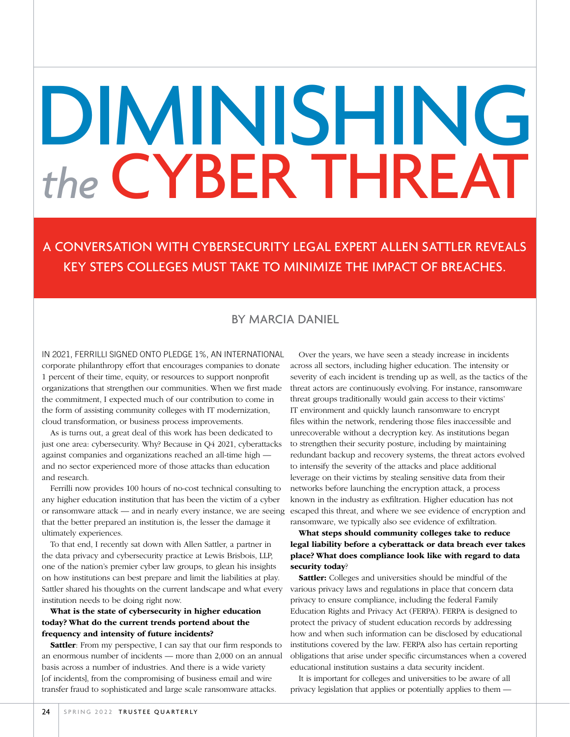# DIMINISHING *the* CYBER THREAT

## A CONVERSATION WITH CYBERSECURITY LEGAL EXPERT ALLEN SATTLER REVEALS KEY STEPS COLLEGES MUST TAKE TO MINIMIZE THE IMPACT OF BREACHES.

BY MARCIA DANIEL

IN 2021, FERRILLI SIGNED ONTO PLEDGE 1%, AN INTERNATIONAL corporate philanthropy effort that encourages companies to donate 1 percent of their time, equity, or resources to support nonprofit organizations that strengthen our communities. When we first made the commitment, I expected much of our contribution to come in the form of assisting community colleges with IT modernization, cloud transformation, or business process improvements.

As is turns out, a great deal of this work has been dedicated to just one area: cybersecurity. Why? Because in Q4 2021, cyberattacks against companies and organizations reached an all-time high — and no sector experienced more of those attacks than education and research.

Ferrilli now provides 100 hours of no-cost technical consulting to any higher education institution that has been the victim of a cyber or ransomware attack — and in nearly every instance, we are seeing that the better prepared an institution is, the lesser the damage it ultimately experiences.

To that end, I recently sat down with Allen Sattler, a partner in the data privacy and cybersecurity practice at Lewis Brisbois, LLP, one of the nation's premier cyber law groups, to glean his insights on how institutions can best prepare and limit the liabilities at play. Sattler shared his thoughts on the current landscape and what every institution needs to be doing right now.

**What is the state of cybersecurity in higher education today? What do the current trends portend about the frequency and intensity of future incidents?**

**Sattler**: From my perspective, I can say that our firm responds to an enormous number of incidents — more than 2,000 on an annual basis across a number of industries. And there is a wide variety [of incidents], from the compromising of business email and wire transfer fraud to sophisticated and large scale ransomware attacks.

Over the years, we have seen a steady increase in incidents across all sectors, including higher education. The intensity or severity of each incident is trending up as well, as the tactics of the threat actors are continuously evolving. For instance, ransomware threat groups traditionally would gain access to their victims' IT environment and quickly launch ransomware to encrypt files within the network, rendering those files inaccessible and unrecoverable without a decryption key. As institutions began to strengthen their security posture, including by maintaining redundant backup and recovery systems, the threat actors evolved to intensify the severity of the attacks and place additional leverage on their victims by stealing sensitive data from their networks before launching the encryption attack, a process known in the industry as exfiltration. Higher education has not escaped this threat, and where we see evidence of encryption and ransomware, we typically also see evidence of exfiltration.

**What steps should community colleges take to reduce legal liability before a cyberattack or data breach ever takes place? What does compliance look like with regard to data security today?**

**Sattler:** Colleges and universities should be mindful of the various privacy laws and regulations in place that concern data privacy to ensure compliance, including the federal Family Education Rights and Privacy Act (FERPA). FERPA is designed to protect the privacy of student education records by addressing how and when such information can be disclosed by educational institutions covered by the law. FERPA also has certain reporting obligations that arise under specific circumstances when a covered educational institution sustains a data security incident.

It is important for colleges and universities to be aware of all privacy legislation that applies or potentially applies to them —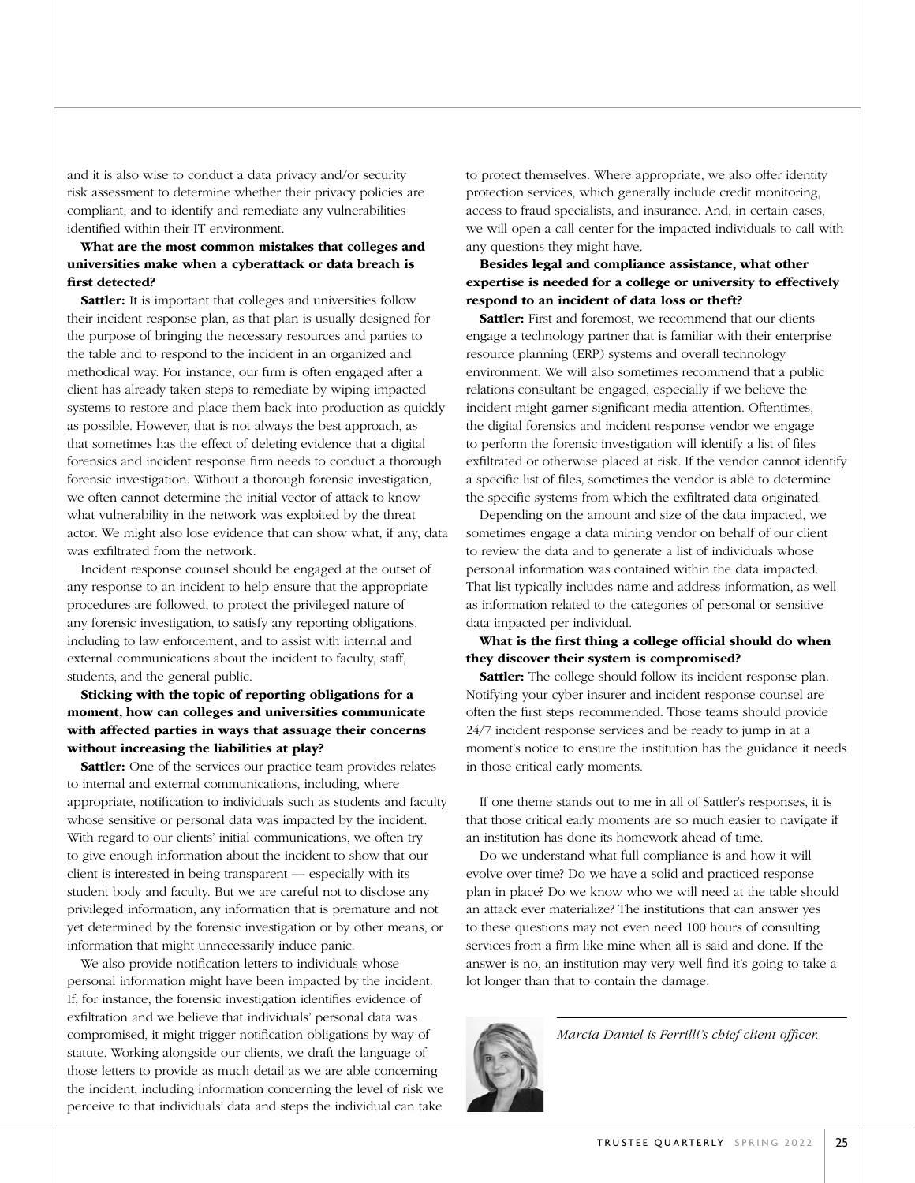and it is also wise to conduct a data privacy and/or security risk assessment to determine whether their privacy policies are compliant, and to identify and remediate any vulnerabilities identified within their IT environment.

**What are the most common mistakes that colleges and universities make when a cyberattack or data breach is first detected?**

**Sattler:** It is important that colleges and universities follow their incident response plan, as that plan is usually designed for the purpose of bringing the necessary resources and parties to the table and to respond to the incident in an organized and methodical way. For instance, our firm is often engaged after a client has already taken steps to remediate by wiping impacted systems to restore and place them back into production as quickly as possible. However, that is not always the best approach, as that sometimes has the effect of deleting evidence that a digital forensics and incident response firm needs to conduct a thorough forensic investigation. Without a thorough forensic investigation, we often cannot determine the initial vector of attack to know what vulnerability in the network was exploited by the threat actor. We might also lose evidence that can show what, if any, data was exfiltrated from the network.

Incident response counsel should be engaged at the outset of any response to an incident to help ensure that the appropriate procedures are followed, to protect the privileged nature of any forensic investigation, to satisfy any reporting obligations, including to law enforcement, and to assist with internal and external communications about the incident to faculty, staff, students, and the general public.

**Sticking with the topic of reporting obligations for a moment, how can colleges and universities communicate with affected parties in ways that assuage their concerns without increasing the liabilities at play?**

**Sattler:** One of the services our practice team provides relates to internal and external communications, including, where appropriate, notification to individuals such as students and faculty whose sensitive or personal data was impacted by the incident. With regard to our clients' initial communications, we often try to give enough information about the incident to show that our client is interested in being transparent — especially with its student body and faculty. But we are careful not to disclose any privileged information, any information that is premature and not yet determined by the forensic investigation or by other means, or information that might unnecessarily induce panic.

We also provide notification letters to individuals whose personal information might have been impacted by the incident. If, for instance, the forensic investigation identifies evidence of exfiltration and we believe that individuals' personal data was compromised, it might trigger notification obligations by way of statute. Working alongside our clients, we draft the language of those letters to provide as much detail as we are able concerning the incident, including information concerning the level of risk we perceive to that individuals' data and steps the individual can take to protect themselves. Where appropriate, we also offer identity protection services, which generally include credit monitoring, access to fraud specialists, and insurance. And, in certain cases, we will open a call center for the impacted individuals to call with any questions they might have.

**Besides legal and compliance assistance, what other expertise is needed for a college or university to effectively respond to an incident of data loss or theft?**

**Sattler:** First and foremost, we recommend that our clients engage a technology partner that is familiar with their enterprise resource planning (ERP) systems and overall technology environment. We will also sometimes recommend that a public relations consultant be engaged, especially if we believe the incident might garner significant media attention. Oftentimes, the digital forensics and incident response vendor we engage to perform the forensic investigation will identify a list of files exfiltrated or otherwise placed at risk. If the vendor cannot identify a specific list of files, sometimes the vendor is able to determine the specific systems from which the exfiltrated data originated.

Depending on the amount and size of the data impacted, we sometimes engage a data mining vendor on behalf of our client to review the data and to generate a list of individuals whose personal information was contained within the data impacted. That list typically includes name and address information, as well as information related to the categories of personal or sensitive data impacted per individual.

**What is the first thing a college official should do when they discover their system is compromised?**

**Sattler:** The college should follow its incident response plan. Notifying your cyber insurer and incident response counsel are often the first steps recommended. Those teams should provide 24/7 incident response services and be ready to jump in at a moment's notice to ensure the institution has the guidance it needs in those critical early moments.

If one theme stands out to me in all of Sattler's responses, it is that those critical early moments are so much easier to navigate if an institution has done its homework ahead of time.

Do we understand what full compliance is and how it will evolve over time? Do we have a solid and practiced response plan in place? Do we know who we will need at the table should an attack ever materialize? The institutions that can answer yes to these questions may not even need 100 hours of consulting services from a firm like mine when all is said and done. If the answer is no, an institution may very well find it's going to take a lot longer than that to contain the damage.

*Marcia Daniel is Ferrilli's chief client officer.*